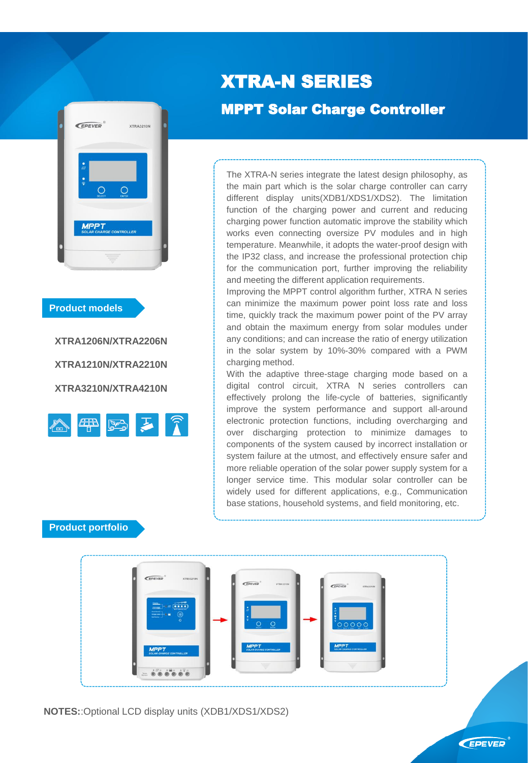# XTRA-N SERIES

## MPPT Solar Charge Controller

The XTRA-N series integrate the latest design philosophy, as the main part which is the solar charge controller can carry different display units(XDB1/XDS1/XDS2). The limitation function of the charging power and current and reducing charging power function automatic improve the stability which works even connecting oversize PV modules and in high temperature. Meanwhile, it adopts the water-proof design with the IP32 class, and increase the professional protection chip for the communication port, further improving the reliability and meeting the different application requirements.

Improving the MPPT control algorithm further, XTRA N series can minimize the maximum power point loss rate and loss time, quickly track the maximum power point of the PV array and obtain the maximum energy from solar modules under any conditions; and can increase the ratio of energy utilization in the solar system by 10%-30% compared with a PWM charging method.

With the adaptive three-stage charging mode based on a digital control circuit, XTRA N series controllers can effectively prolong the life-cycle of batteries, significantly improve the system performance and support all-around electronic protection functions, including overcharging and over discharging protection to minimize damages to components of the system caused by incorrect installation or system failure at the utmost, and effectively ensure safer and more reliable operation of the solar power supply system for a longer service time. This modular solar controller can be widely used for different applications, e.g., Communication base stations, household systems, and field monitoring, etc.

## Product models

**XTRA1206N/XTRA2206N**

**XTRA1210N/XTRA2210N**

**XTRA3210N/XTRA4210N**

## Product portfolio

**NOTES:**:Optional LCD display units (XDB1/XDS1/XDS2)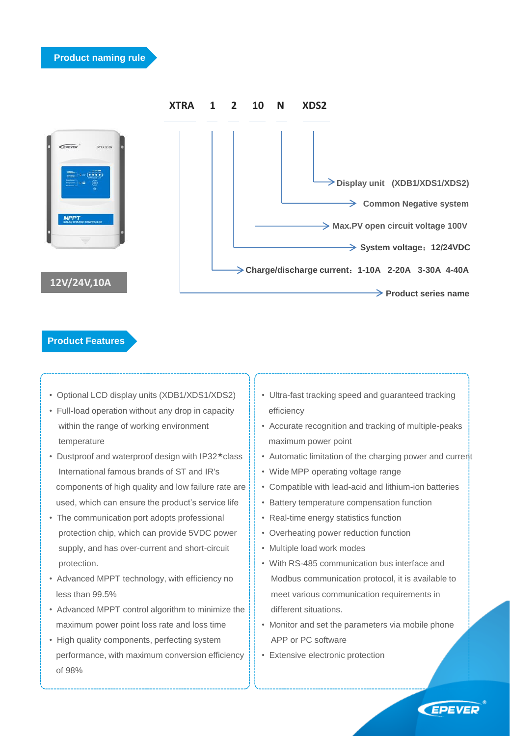## Product naming rule

**XTRA 1 2 10 N XDS2**

- **XDS2** → Display unit (XDB1/XDS1/XDS2)
- **N** → Common Negative system
- **10** → Max.PV open circuit voltage 100V
- **2** → System voltage：12/24VDC
- **1** → Charge/discharge current：1-10A 2-20A 3-30A 4-40A
- **XTRA** → Product series name

12V/24V,10A

## Product Features

- Optional LCD display units (XDB1/XDS1/XDS2)
- Full-load operation without any drop in capacity within the range of working environment temperature
- Dustproof and waterproof design with IP32★class International famous brands of ST and IR's components of high quality and low failure rate are used, which can ensure the product's service life
- The communication port adopts professional protection chip, which can provide 5VDC power supply, and has over-current and short-circuit protection.
- Advanced MPPT technology, with efficiency no less than 99.5%
- Advanced MPPT control algorithm to minimize the maximum power point loss rate and loss time
- High quality components, perfecting system performance, with maximum conversion efficiency of 98%
- Ultra-fast tracking speed and guaranteed tracking efficiency
- Accurate recognition and tracking of multiple-peaks maximum power point
- Automatic limitation of the charging power and current
- Wide MPP operating voltage range
- Compatible with lead-acid and lithium-ion batteries
- Battery temperature compensation function
- Real-time energy statistics function
- Overheating power reduction function
- Multiple load work modes
- With RS-485 communication bus interface and Modbus communication protocol, it is available to meet various communication requirements in different situations.
- Monitor and set the parameters via mobile phone APP or PC software
- Extensive electronic protection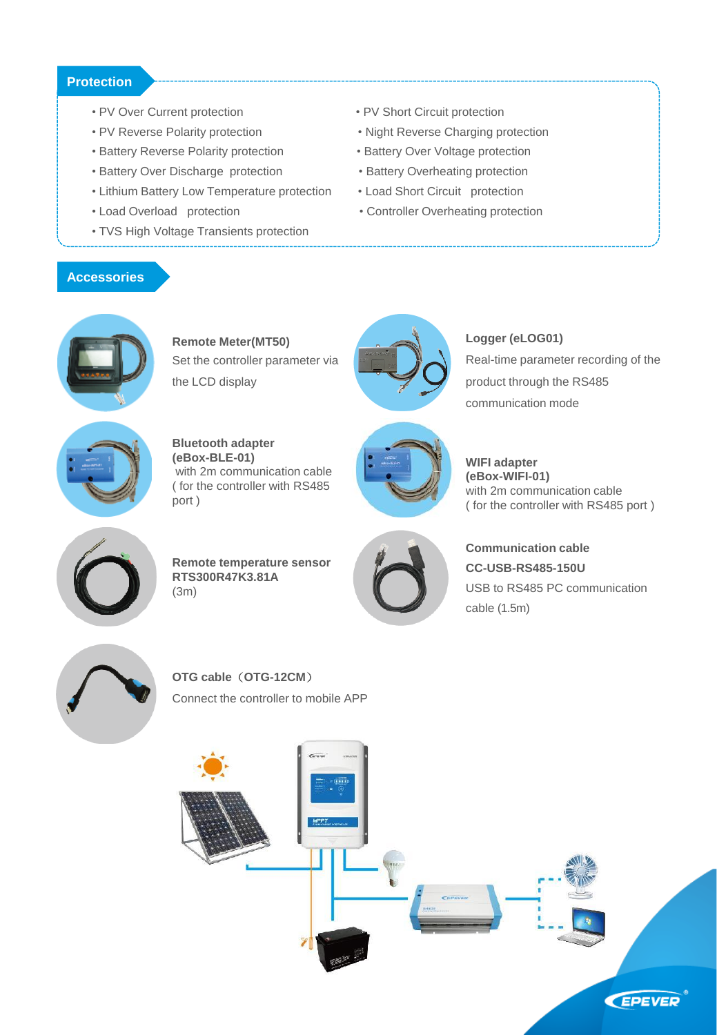## Protection

- PV Over Current protection
- PV Reverse Polarity protection
- Battery Reverse Polarity protection
- Battery Over Discharge protection
- Lithium Battery Low Temperature protection
- Load Overload protection
- TVS High Voltage Transients protection
- PV Short Circuit protection
- Night Reverse Charging protection
- Battery Over Voltage protection
- Battery Overheating protection
- Load Short Circuit protection
- Controller Overheating protection

## Accessories

**Remote Meter(MT50)**
Set the controller parameter via the LCD display

**Logger (eLOG01)**
Real-time parameter recording of the product through the RS485 communication mode

**Bluetooth adapter (eBox-BLE-01)**
with 2m communication cable
( for the controller with RS485 port )

**WIFI adapter (eBox-WIFI-01)**
with 2m communication cable
( for the controller with RS485 port )

**Remote temperature sensor RTS300R47K3.81A**
(3m)

**Communication cable CC-USB-RS485-150U**
USB to RS485 PC communication cable (1.5m)

**OTG cable（OTG-12CM）**
Connect the controller to mobile APP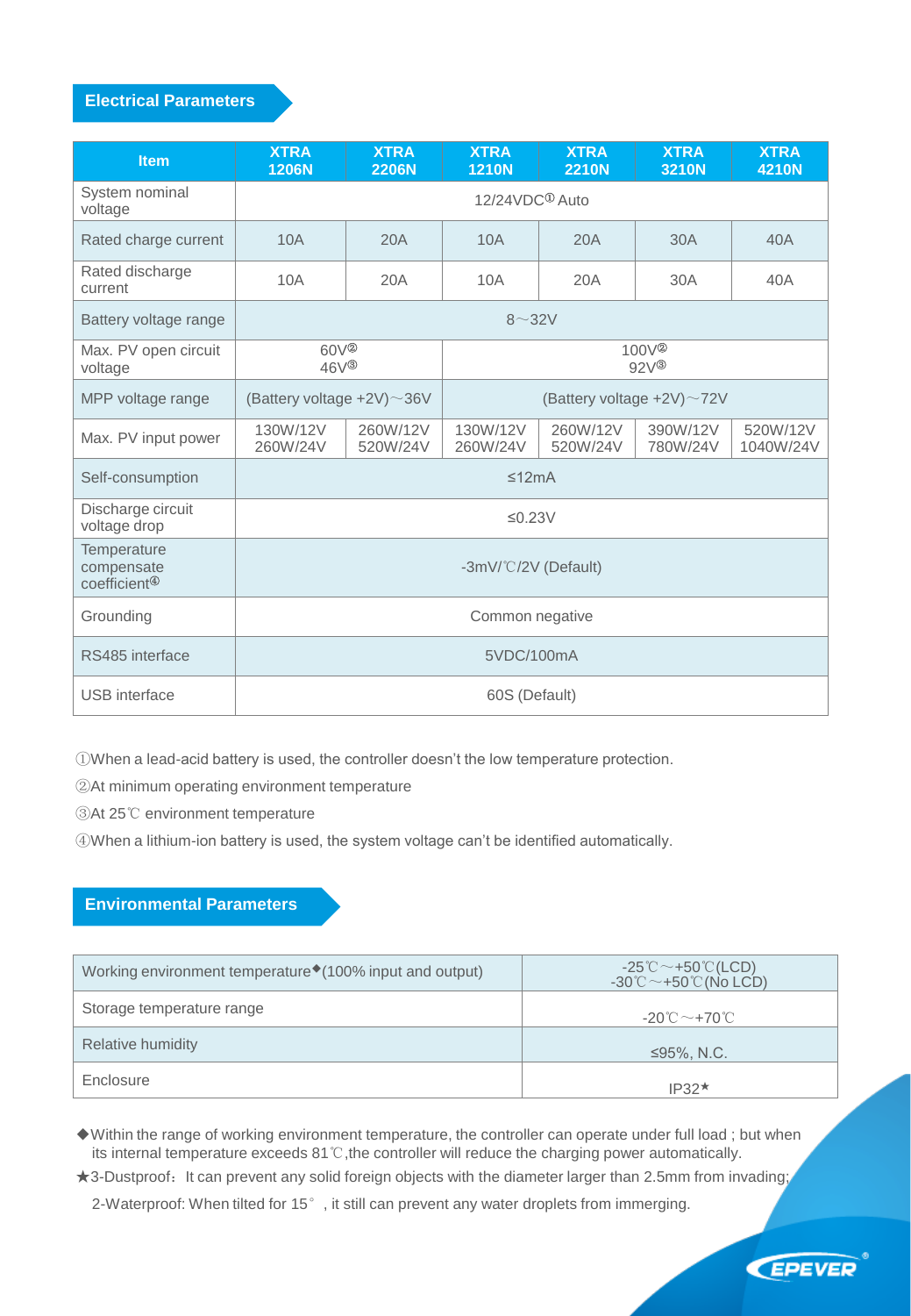## Electrical Parameters

| Item | XTRA 1206N | XTRA 2206N | XTRA 1210N | XTRA 2210N | XTRA 3210N | XTRA 4210N |
|---|---|---|---|---|---|---|
| System nominal voltage | 12/24VDC① Auto | | | | | |
| Rated charge current | 10A | 20A | 10A | 20A | 30A | 40A |
| Rated discharge current | 10A | 20A | 10A | 20A | 30A | 40A |
| Battery voltage range | 8～32V | | | | | |
| Max. PV open circuit voltage | 60V② 46V③ | | 100V② 92V③ | | | |
| MPP voltage range | (Battery voltage +2V)～36V | | (Battery voltage +2V)～72V | | | |
| Max. PV input power | 130W/12V 260W/24V | 260W/12V 520W/24V | 130W/12V 260W/24V | 260W/12V 520W/24V | 390W/12V 780W/24V | 520W/12V 1040W/24V |
| Self-consumption | ≤12mA | | | | | |
| Discharge circuit voltage drop | ≤0.23V | | | | | |
| Temperature compensate coefficient④ | -3mV/℃/2V (Default) | | | | | |
| Grounding | Common negative | | | | | |
| RS485 interface | 5VDC/100mA | | | | | |
| USB interface | 60S (Default) | | | | | |

①When a lead-acid battery is used, the controller doesn't the low temperature protection.

②At minimum operating environment temperature

③At 25℃ environment temperature

④When a lithium-ion battery is used, the system voltage can't be identified automatically.

## Environmental Parameters

| | |
|---|---|
| Working environment temperature◆(100% input and output) | -25℃～+50℃(LCD) -30℃～+50℃(No LCD) |
| Storage temperature range | -20℃～+70℃ |
| Relative humidity | ≤95%, N.C. |
| Enclosure | IP32★ |

◆Within the range of working environment temperature, the controller can operate under full load ; but when its internal temperature exceeds 81℃,the controller will reduce the charging power automatically.

★3-Dustproof：It can prevent any solid foreign objects with the diameter larger than 2.5mm from invading;

2-Waterproof: When tilted for 15°, it still can prevent any water droplets from immerging.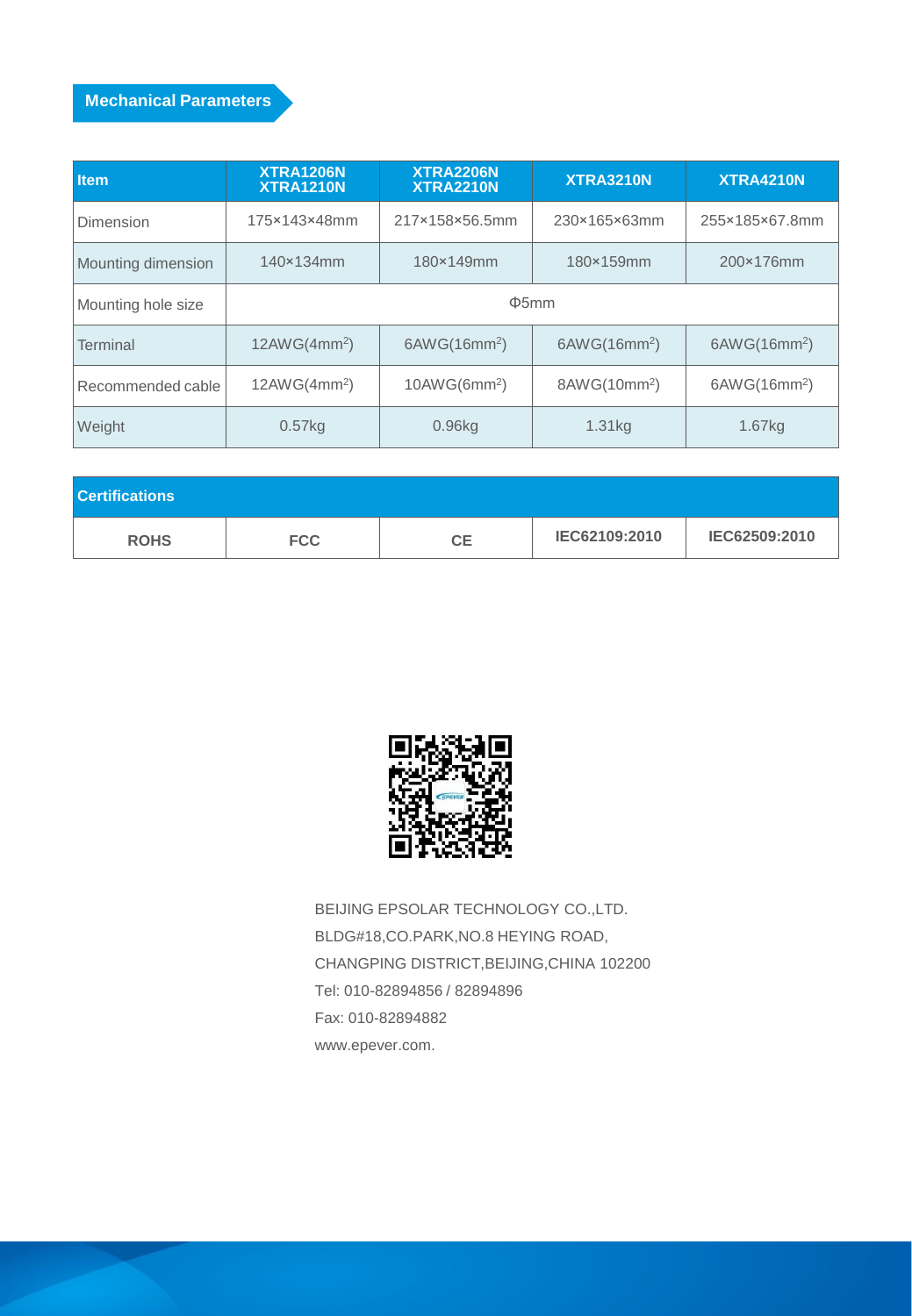## Mechanical Parameters

| Item | XTRA1206N XTRA1210N | XTRA2206N XTRA2210N | XTRA3210N | XTRA4210N |
|---|---|---|---|---|
| Dimension | 175×143×48mm | 217×158×56.5mm | 230×165×63mm | 255×185×67.8mm |
| Mounting dimension | 140×134mm | 180×149mm | 180×159mm | 200×176mm |
| Mounting hole size | Φ5mm | | | |
| Terminal | 12AWG(4mm$^2$) | 6AWG(16mm$^2$) | 6AWG(16mm$^2$) | 6AWG(16mm$^2$) |
| Recommended cable | 12AWG(4mm$^2$) | 10AWG(6mm$^2$) | 8AWG(10mm$^2$) | 6AWG(16mm$^2$) |
| Weight | 0.57kg | 0.96kg | 1.31kg | 1.67kg |

| Certifications | | | | |
|---|---|---|---|---|
| ROHS | FCC | CE | IEC62109:2010 | IEC62509:2010 |

BEIJING EPSOLAR TECHNOLOGY CO.,LTD.
BLDG#18,CO.PARK,NO.8 HEYING ROAD,
CHANGPING DISTRICT,BEIJING,CHINA 102200
Tel: 010-82894856 / 82894896
Fax: 010-82894882
www.epever.com.